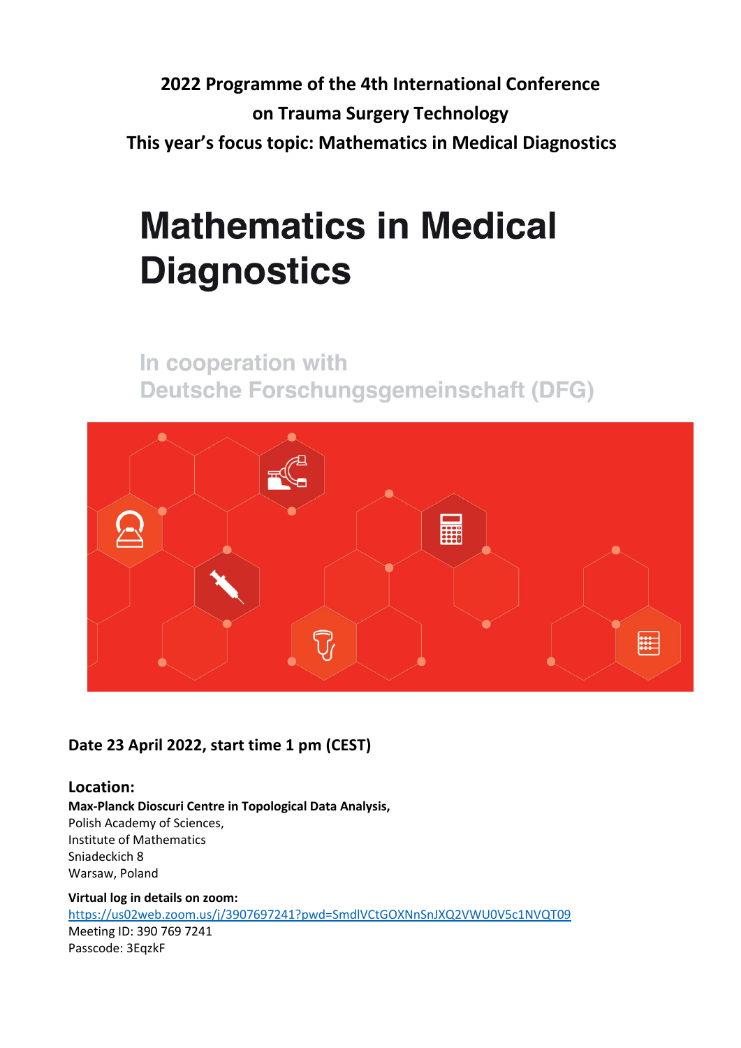**2022 Programme of the 4th International Conference on Trauma Surgery Technology**

**This year's focus topic: Mathematics in Medical Diagnostics**

# Mathematics in Medical Diagnostics

## In cooperation with Deutsche Forschungsgemeinschaft (DFG)

**Date 23 April 2022, start time 1 pm (CEST)**

### Location:

**Max-Planck Dioscuri Centre in Topological Data Analysis,**
Polish Academy of Sciences,
Institute of Mathematics
Sniadeckich 8
Warsaw, Poland

**Virtual log in details on zoom:**
https://us02web.zoom.us/j/3907697241?pwd=SmdlVCtGOXNnSnJXQ2VWU0V5c1NVQT09
Meeting ID: 390 769 7241
Passcode: 3EqzkF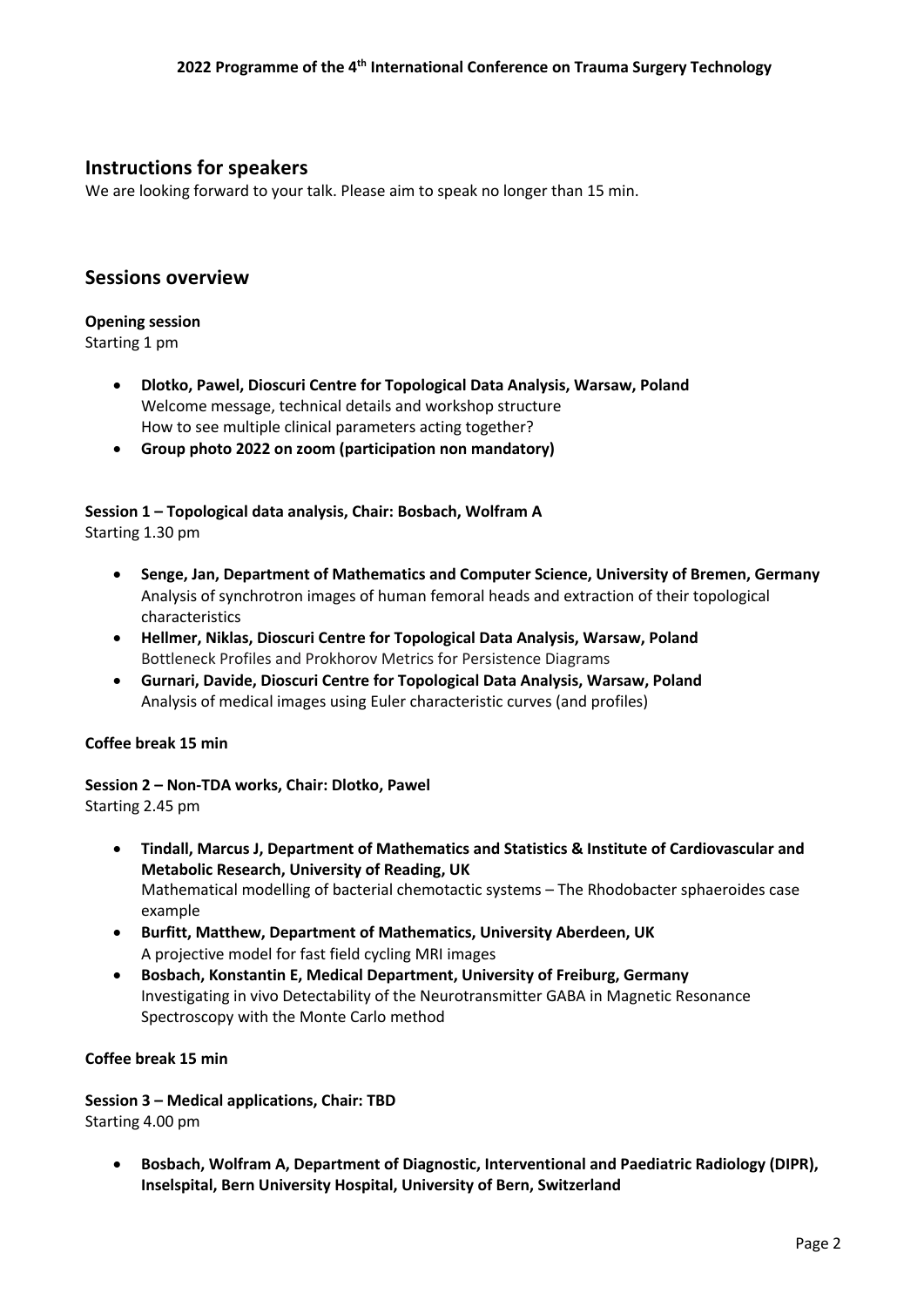## Instructions for speakers

We are looking forward to your talk. Please aim to speak no longer than 15 min.

## Sessions overview

**Opening session**
Starting 1 pm

- **Dlotko, Pawel, Dioscuri Centre for Topological Data Analysis, Warsaw, Poland**
  Welcome message, technical details and workshop structure
  How to see multiple clinical parameters acting together?
- **Group photo 2022 on zoom (participation non mandatory)**

**Session 1 – Topological data analysis, Chair: Bosbach, Wolfram A**
Starting 1.30 pm

- **Senge, Jan, Department of Mathematics and Computer Science, University of Bremen, Germany**
  Analysis of synchrotron images of human femoral heads and extraction of their topological characteristics
- **Hellmer, Niklas, Dioscuri Centre for Topological Data Analysis, Warsaw, Poland**
  Bottleneck Profiles and Prokhorov Metrics for Persistence Diagrams
- **Gurnari, Davide, Dioscuri Centre for Topological Data Analysis, Warsaw, Poland**
  Analysis of medical images using Euler characteristic curves (and profiles)

**Coffee break 15 min**

**Session 2 – Non-TDA works, Chair: Dlotko, Pawel**
Starting 2.45 pm

- **Tindall, Marcus J, Department of Mathematics and Statistics & Institute of Cardiovascular and Metabolic Research, University of Reading, UK**
  Mathematical modelling of bacterial chemotactic systems – The Rhodobacter sphaeroides case example
- **Burfitt, Matthew, Department of Mathematics, University Aberdeen, UK**
  A projective model for fast field cycling MRI images
- **Bosbach, Konstantin E, Medical Department, University of Freiburg, Germany**
  Investigating in vivo Detectability of the Neurotransmitter GABA in Magnetic Resonance Spectroscopy with the Monte Carlo method

**Coffee break 15 min**

**Session 3 – Medical applications, Chair: TBD**
Starting 4.00 pm

- **Bosbach, Wolfram A, Department of Diagnostic, Interventional and Paediatric Radiology (DIPR), Inselspital, Bern University Hospital, University of Bern, Switzerland**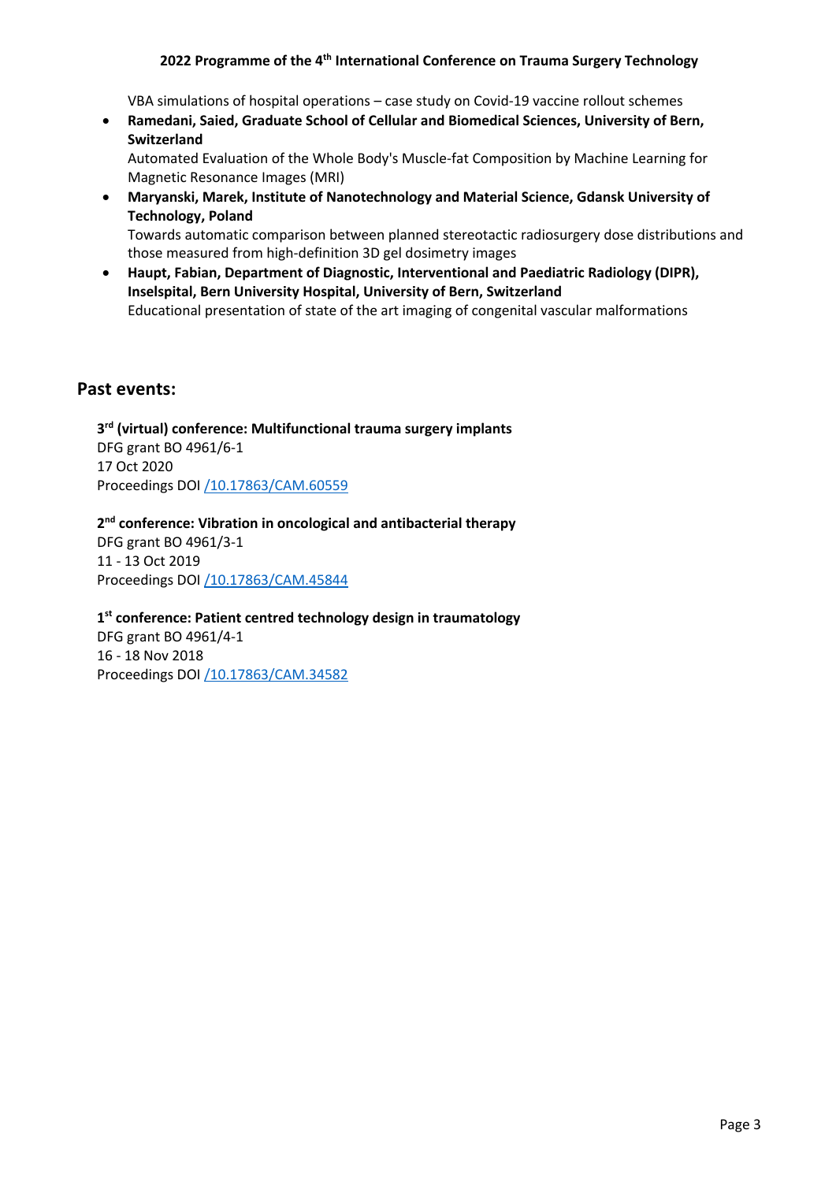VBA simulations of hospital operations – case study on Covid-19 vaccine rollout schemes

- **Ramedani, Saied, Graduate School of Cellular and Biomedical Sciences, University of Bern, Switzerland**
  Automated Evaluation of the Whole Body's Muscle-fat Composition by Machine Learning for Magnetic Resonance Images (MRI)
- **Maryanski, Marek, Institute of Nanotechnology and Material Science, Gdansk University of Technology, Poland**
  Towards automatic comparison between planned stereotactic radiosurgery dose distributions and those measured from high-definition 3D gel dosimetry images
- **Haupt, Fabian, Department of Diagnostic, Interventional and Paediatric Radiology (DIPR), Inselspital, Bern University Hospital, University of Bern, Switzerland**
  Educational presentation of state of the art imaging of congenital vascular malformations

## Past events:

**3rd (virtual) conference: Multifunctional trauma surgery implants**
DFG grant BO 4961/6-1
17 Oct 2020
Proceedings DOI /10.17863/CAM.60559

**2nd conference: Vibration in oncological and antibacterial therapy**
DFG grant BO 4961/3-1
11 - 13 Oct 2019
Proceedings DOI /10.17863/CAM.45844

**1st conference: Patient centred technology design in traumatology**
DFG grant BO 4961/4-1
16 - 18 Nov 2018
Proceedings DOI /10.17863/CAM.34582